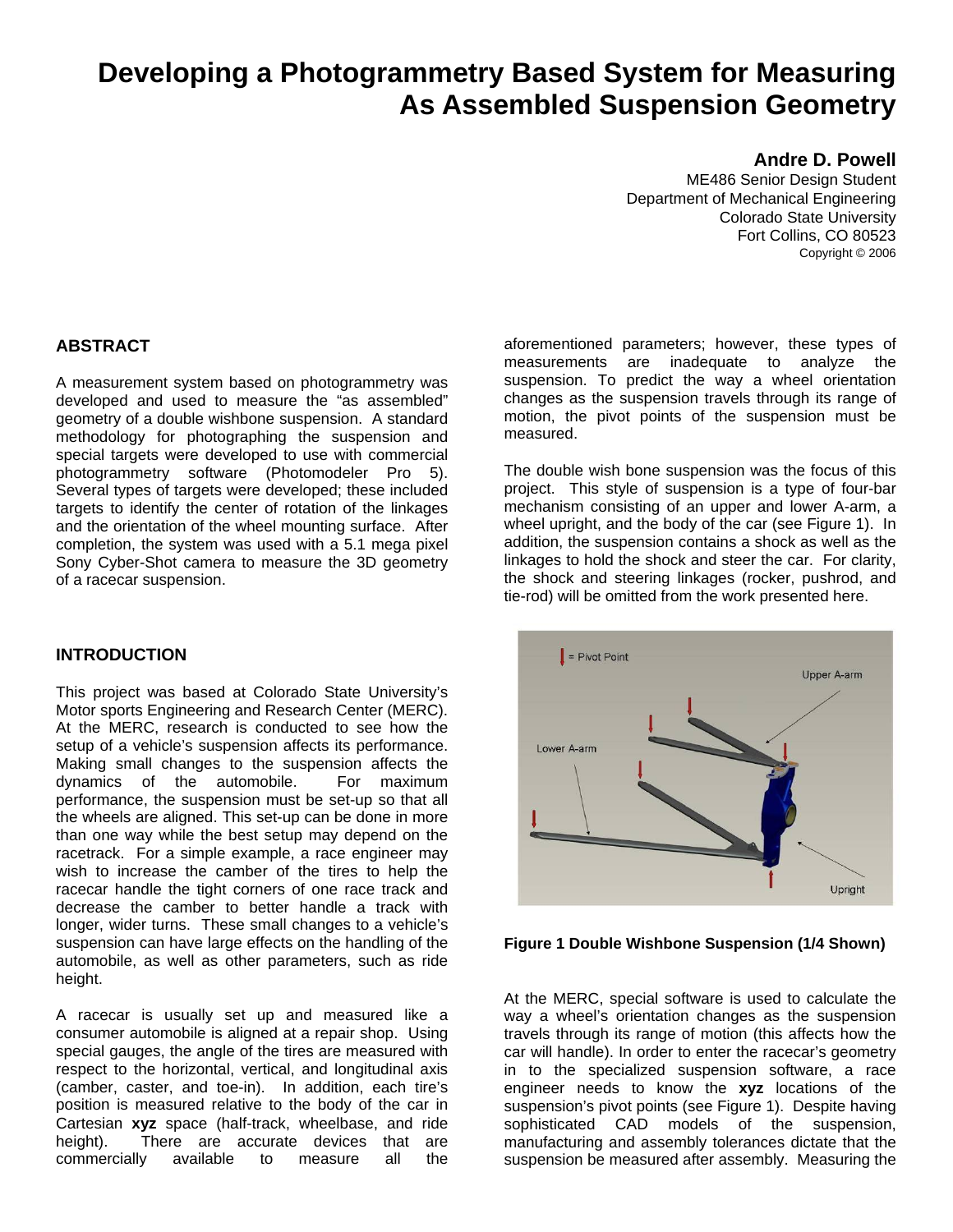# Developing a Photogrammetry Based System for Measuring As Assembled Suspension Geometry

**Andre D. Powell**
ME486 Senior Design Student
Department of Mechanical Engineering
Colorado State University
Fort Collins, CO 80523
Copyright © 2006

## ABSTRACT

A measurement system based on photogrammetry was developed and used to measure the "as assembled" geometry of a double wishbone suspension. A standard methodology for photographing the suspension and special targets were developed to use with commercial photogrammetry software (Photomodeler Pro 5). Several types of targets were developed; these included targets to identify the center of rotation of the linkages and the orientation of the wheel mounting surface. After completion, the system was used with a 5.1 mega pixel Sony Cyber-Shot camera to measure the 3D geometry of a racecar suspension.

## INTRODUCTION

This project was based at Colorado State University's Motor sports Engineering and Research Center (MERC). At the MERC, research is conducted to see how the setup of a vehicle's suspension affects its performance. Making small changes to the suspension affects the dynamics of the automobile. For maximum performance, the suspension must be set-up so that all the wheels are aligned. This set-up can be done in more than one way while the best setup may depend on the racetrack. For a simple example, a race engineer may wish to increase the camber of the tires to help the racecar handle the tight corners of one race track and decrease the camber to better handle a track with longer, wider turns. These small changes to a vehicle's suspension can have large effects on the handling of the automobile, as well as other parameters, such as ride height.

A racecar is usually set up and measured like a consumer automobile is aligned at a repair shop. Using special gauges, the angle of the tires are measured with respect to the horizontal, vertical, and longitudinal axis (camber, caster, and toe-in). In addition, each tire's position is measured relative to the body of the car in Cartesian **xyz** space (half-track, wheelbase, and ride height). There are accurate devices that are commercially available to measure all the aforementioned parameters; however, these types of measurements are inadequate to analyze the suspension. To predict the way a wheel orientation changes as the suspension travels through its range of motion, the pivot points of the suspension must be measured.

The double wish bone suspension was the focus of this project. This style of suspension is a type of four-bar mechanism consisting of an upper and lower A-arm, a wheel upright, and the body of the car (see Figure 1). In addition, the suspension contains a shock as well as the linkages to hold the shock and steer the car. For clarity, the shock and steering linkages (rocker, pushrod, and tie-rod) will be omitted from the work presented here.

**Figure 1 Double Wishbone Suspension (1/4 Shown)**

At the MERC, special software is used to calculate the way a wheel's orientation changes as the suspension travels through its range of motion (this affects how the car will handle). In order to enter the racecar's geometry in to the specialized suspension software, a race engineer needs to know the **xyz** locations of the suspension's pivot points (see Figure 1). Despite having sophisticated CAD models of the suspension, manufacturing and assembly tolerances dictate that the suspension be measured after assembly. Measuring the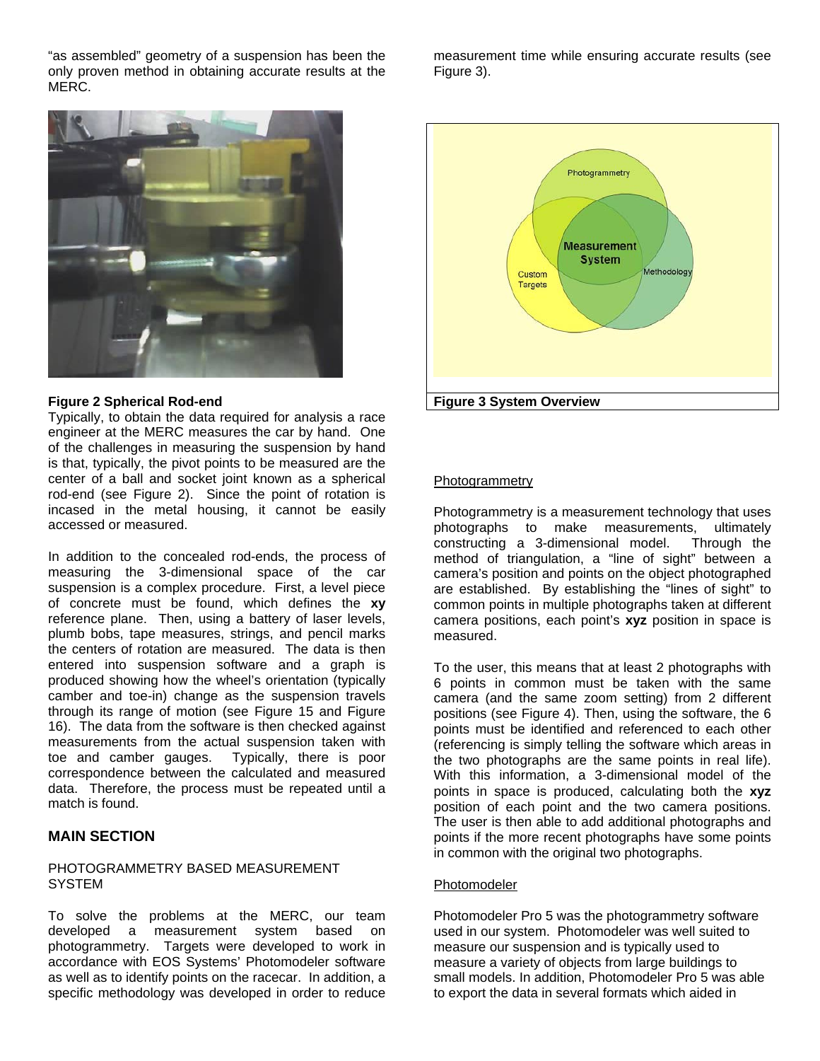"as assembled" geometry of a suspension has been the only proven method in obtaining accurate results at the MERC.

**Figure 2 Spherical Rod-end**

Typically, to obtain the data required for analysis a race engineer at the MERC measures the car by hand. One of the challenges in measuring the suspension by hand is that, typically, the pivot points to be measured are the center of a ball and socket joint known as a spherical rod-end (see Figure 2). Since the point of rotation is incased in the metal housing, it cannot be easily accessed or measured.

In addition to the concealed rod-ends, the process of measuring the 3-dimensional space of the car suspension is a complex procedure. First, a level piece of concrete must be found, which defines the **xy** reference plane. Then, using a battery of laser levels, plumb bobs, tape measures, strings, and pencil marks the centers of rotation are measured. The data is then entered into suspension software and a graph is produced showing how the wheel's orientation (typically camber and toe-in) change as the suspension travels through its range of motion (see Figure 15 and Figure 16). The data from the software is then checked against measurements from the actual suspension taken with toe and camber gauges. Typically, there is poor correspondence between the calculated and measured data. Therefore, the process must be repeated until a match is found.

## MAIN SECTION

### PHOTOGRAMMETRY BASED MEASUREMENT SYSTEM

To solve the problems at the MERC, our team developed a measurement system based on photogrammetry. Targets were developed to work in accordance with EOS Systems' Photomodeler software as well as to identify points on the racecar. In addition, a specific methodology was developed in order to reduce measurement time while ensuring accurate results (see Figure 3).

**Figure 3 System Overview**

#### Photogrammetry

Photogrammetry is a measurement technology that uses photographs to make measurements, ultimately constructing a 3-dimensional model. Through the method of triangulation, a "line of sight" between a camera's position and points on the object photographed are established. By establishing the "lines of sight" to common points in multiple photographs taken at different camera positions, each point's **xyz** position in space is measured.

To the user, this means that at least 2 photographs with 6 points in common must be taken with the same camera (and the same zoom setting) from 2 different positions (see Figure 4). Then, using the software, the 6 points must be identified and referenced to each other (referencing is simply telling the software which areas in the two photographs are the same points in real life). With this information, a 3-dimensional model of the points in space is produced, calculating both the **xyz** position of each point and the two camera positions. The user is then able to add additional photographs and points if the more recent photographs have some points in common with the original two photographs.

#### Photomodeler

Photomodeler Pro 5 was the photogrammetry software used in our system. Photomodeler was well suited to measure our suspension and is typically used to measure a variety of objects from large buildings to small models. In addition, Photomodeler Pro 5 was able to export the data in several formats which aided in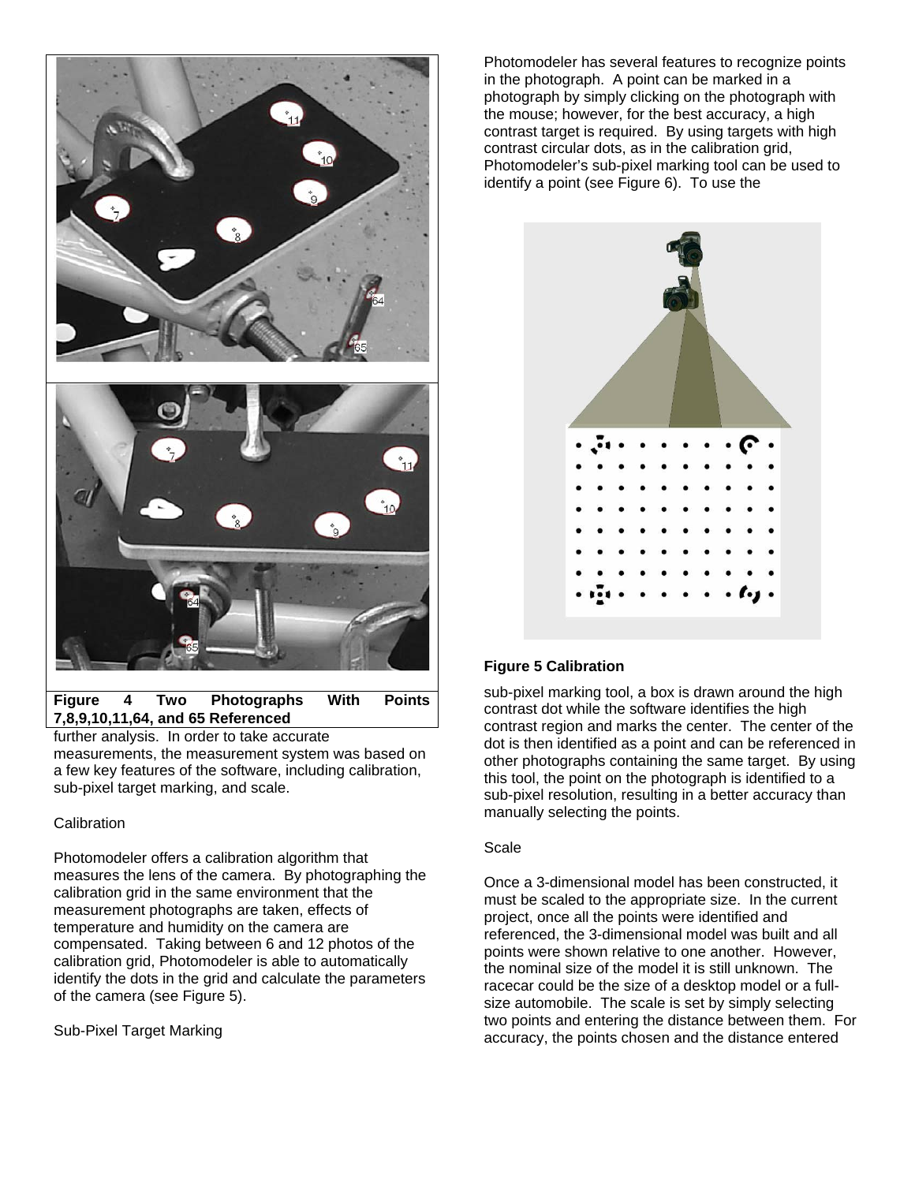Figure 4 Two Photographs With Points 7,8,9,10,11,64, and 65 Referenced

further analysis. In order to take accurate measurements, the measurement system was based on a few key features of the software, including calibration, sub-pixel target marking, and scale.

Calibration

Photomodeler offers a calibration algorithm that measures the lens of the camera. By photographing the calibration grid in the same environment that the measurement photographs are taken, effects of temperature and humidity on the camera are compensated. Taking between 6 and 12 photos of the calibration grid, Photomodeler is able to automatically identify the dots in the grid and calculate the parameters of the camera (see Figure 5).

Sub-Pixel Target Marking

Photomodeler has several features to recognize points in the photograph. A point can be marked in a photograph by simply clicking on the photograph with the mouse; however, for the best accuracy, a high contrast target is required. By using targets with high contrast circular dots, as in the calibration grid, Photomodeler's sub-pixel marking tool can be used to identify a point (see Figure 6). To use the sub-pixel marking tool, a box is drawn around the high contrast dot while the software identifies the high contrast region and marks the center. The center of the dot is then identified as a point and can be referenced in other photographs containing the same target. By using this tool, the point on the photograph is identified to a sub-pixel resolution, resulting in a better accuracy than manually selecting the points.

**Figure 5 Calibration**

Scale

Once a 3-dimensional model has been constructed, it must be scaled to the appropriate size. In the current project, once all the points were identified and referenced, the 3-dimensional model was built and all points were shown relative to one another. However, the nominal size of the model it is still unknown. The racecar could be the size of a desktop model or a full-size automobile. The scale is set by simply selecting two points and entering the distance between them. For accuracy, the points chosen and the distance entered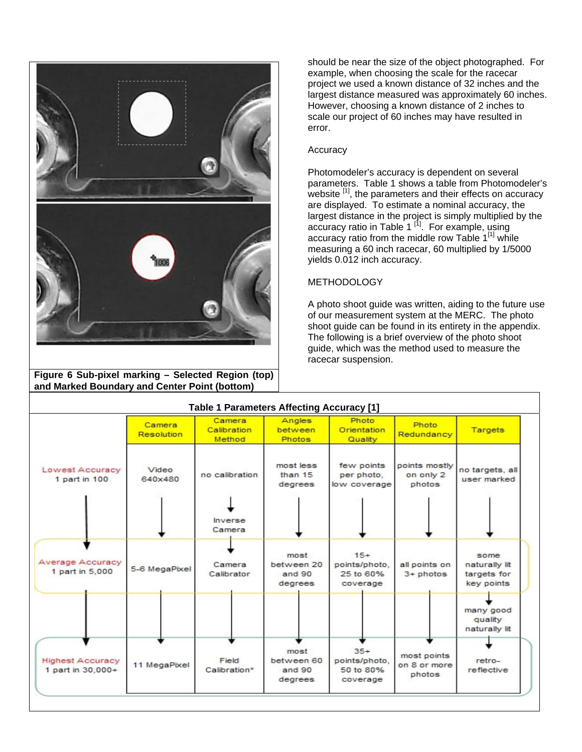Figure 6 Sub-pixel marking – Selected Region (top) and Marked Boundary and Center Point (bottom)

should be near the size of the object photographed. For example, when choosing the scale for the racecar project we used a known distance of 32 inches and the largest distance measured was approximately 60 inches. However, choosing a known distance of 2 inches to scale our project of 60 inches may have resulted in error.

Accuracy

Photomodeler's accuracy is dependent on several parameters. Table 1 shows a table from Photomodeler's website [1], the parameters and their effects on accuracy are displayed. To estimate a nominal accuracy, the largest distance in the project is simply multiplied by the accuracy ratio in Table 1 [1]. For example, using accuracy ratio from the middle row Table 1[1] while measuring a 60 inch racecar, 60 multiplied by 1/5000 yields 0.012 inch accuracy.

METHODOLOGY

A photo shoot guide was written, aiding to the future use of our measurement system at the MERC. The photo shoot guide can be found in its entirety in the appendix. The following is a brief overview of the photo shoot guide, which was the method used to measure the racecar suspension.

**Table 1 Parameters Affecting Accuracy [1]**

| | Camera Resolution | Camera Calibration Method | Angles between Photos | Photo Orientation Quality | Photo Redundancy | Targets |
|---|---|---|---|---|---|---|
| Lowest Accuracy 1 part in 100 | Video 640x480 | no calibration | most less than 15 degrees | few points per photo, low coverage | points mostly on only 2 photos | no targets, all user marked |
| ↓ | ↓ | ↓ Inverse Camera ↓ | ↓ | ↓ | ↓ | ↓ |
| Average Accuracy 1 part in 5,000 | 5-6 MegaPixel | Camera Calibrator | most between 20 and 90 degrees | 15+ points/photo, 25 to 60% coverage | all points on 3+ photos | some naturally lit targets for key points |
| ↓ | ↓ | ↓ | ↓ | ↓ | ↓ | ↓ many good quality naturally lit ↓ |
| Highest Accuracy 1 part in 30,000+ | 11 MegaPixel | Field Calibration* | most between 60 and 90 degrees | 35+ points/photo, 50 to 80% coverage | most points on 8 or more photos | retro-reflective |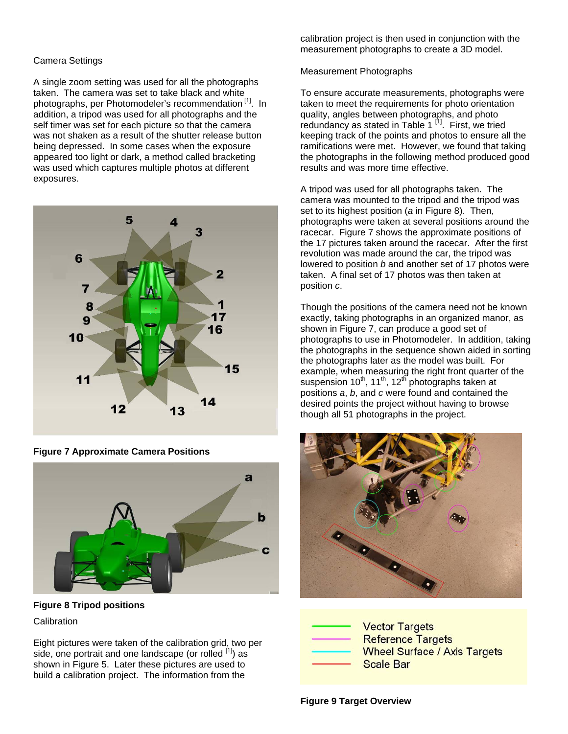### Camera Settings

A single zoom setting was used for all the photographs taken. The camera was set to take black and white photographs, per Photomodeler's recommendation [1]. In addition, a tripod was used for all photographs and the self timer was set for each picture so that the camera was not shaken as a result of the shutter release button being depressed. In some cases when the exposure appeared too light or dark, a method called bracketing was used which captures multiple photos at different exposures.

**Figure 7 Approximate Camera Positions**

**Figure 8 Tripod positions**

### Calibration

Eight pictures were taken of the calibration grid, two per side, one portrait and one landscape (or rolled [1]) as shown in Figure 5. Later these pictures are used to build a calibration project. The information from the calibration project is then used in conjunction with the measurement photographs to create a 3D model.

### Measurement Photographs

To ensure accurate measurements, photographs were taken to meet the requirements for photo orientation quality, angles between photographs, and photo redundancy as stated in Table 1 [1]. First, we tried keeping track of the points and photos to ensure all the ramifications were met. However, we found that taking the photographs in the following method produced good results and was more time effective.

A tripod was used for all photographs taken. The camera was mounted to the tripod and the tripod was set to its highest position (*a* in Figure 8). Then, photographs were taken at several positions around the racecar. Figure 7 shows the approximate positions of the 17 pictures taken around the racecar. After the first revolution was made around the car, the tripod was lowered to position *b* and another set of 17 photos were taken. A final set of 17 photos was then taken at position *c*.

Though the positions of the camera need not be known exactly, taking photographs in an organized manor, as shown in Figure 7, can produce a good set of photographs to use in Photomodeler. In addition, taking the photographs in the sequence shown aided in sorting the photographs later as the model was built. For example, when measuring the right front quarter of the suspension 10th, 11th, 12th photographs taken at positions *a*, *b*, and *c* were found and contained the desired points the project without having to browse though all 51 photographs in the project.

Vector Targets
Reference Targets
Wheel Surface / Axis Targets
Scale Bar

**Figure 9 Target Overview**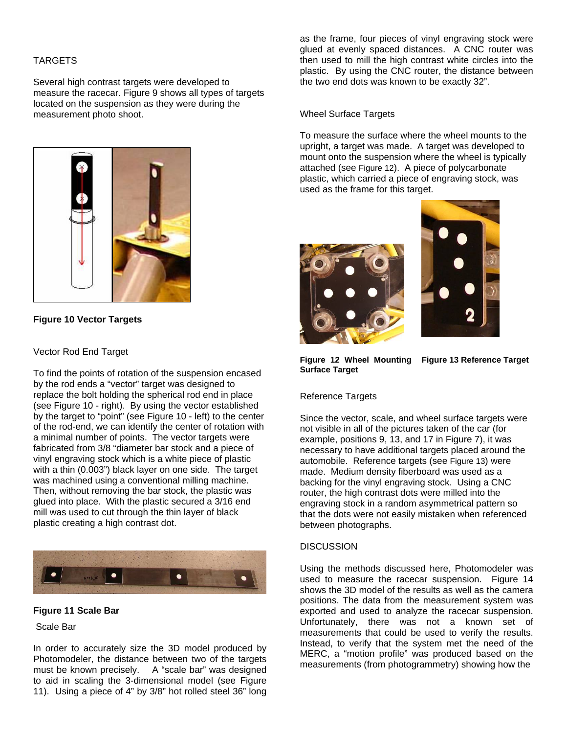## TARGETS

Several high contrast targets were developed to measure the racecar. Figure 9 shows all types of targets located on the suspension as they were during the measurement photo shoot.

**Figure 10 Vector Targets**

### Vector Rod End Target

To find the points of rotation of the suspension encased by the rod ends a "vector" target was designed to replace the bolt holding the spherical rod end in place (see Figure 10 - right). By using the vector established by the target to "point" (see Figure 10 - left) to the center of the rod-end, we can identify the center of rotation with a minimal number of points. The vector targets were fabricated from 3/8 "diameter bar stock and a piece of vinyl engraving stock which is a white piece of plastic with a thin (0.003") black layer on one side. The target was machined using a conventional milling machine. Then, without removing the bar stock, the plastic was glued into place. With the plastic secured a 3/16 end mill was used to cut through the thin layer of black plastic creating a high contrast dot.

**Figure 11 Scale Bar**

### Scale Bar

In order to accurately size the 3D model produced by Photomodeler, the distance between two of the targets must be known precisely. A "scale bar" was designed to aid in scaling the 3-dimensional model (see Figure 11). Using a piece of 4" by 3/8" hot rolled steel 36" long as the frame, four pieces of vinyl engraving stock were glued at evenly spaced distances. A CNC router was then used to mill the high contrast white circles into the plastic. By using the CNC router, the distance between the two end dots was known to be exactly 32".

### Wheel Surface Targets

To measure the surface where the wheel mounts to the upright, a target was made. A target was developed to mount onto the suspension where the wheel is typically attached (see Figure 12). A piece of polycarbonate plastic, which carried a piece of engraving stock, was used as the frame for this target.

**Figure 12 Wheel Mounting Surface Target**

**Figure 13 Reference Target**

### Reference Targets

Since the vector, scale, and wheel surface targets were not visible in all of the pictures taken of the car (for example, positions 9, 13, and 17 in Figure 7), it was necessary to have additional targets placed around the automobile. Reference targets (see Figure 13) were made. Medium density fiberboard was used as a backing for the vinyl engraving stock. Using a CNC router, the high contrast dots were milled into the engraving stock in a random asymmetrical pattern so that the dots were not easily mistaken when referenced between photographs.

## DISCUSSION

Using the methods discussed here, Photomodeler was used to measure the racecar suspension. Figure 14 shows the 3D model of the results as well as the camera positions. The data from the measurement system was exported and used to analyze the racecar suspension. Unfortunately, there was not a known set of measurements that could be used to verify the results. Instead, to verify that the system met the need of the MERC, a "motion profile" was produced based on the measurements (from photogrammetry) showing how the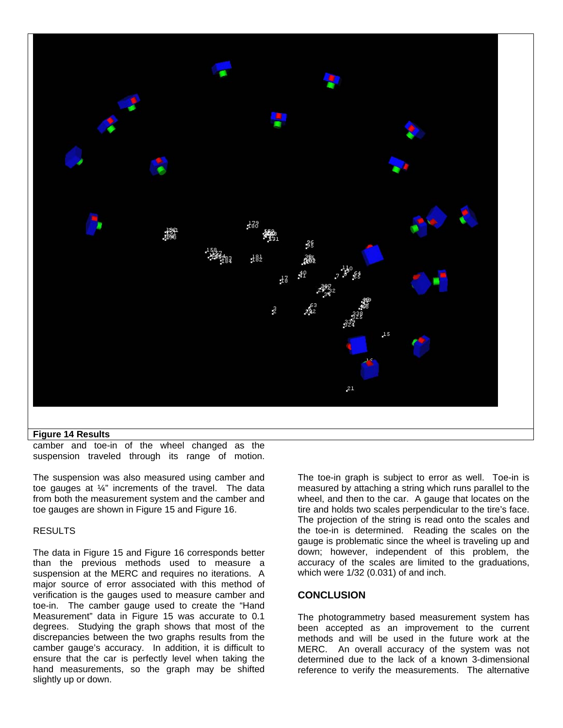**Figure 14 Results**

camber and toe-in of the wheel changed as the suspension traveled through its range of motion.

The suspension was also measured using camber and toe gauges at ¼" increments of the travel. The data from both the measurement system and the camber and toe gauges are shown in Figure 15 and Figure 16.

RESULTS

The data in Figure 15 and Figure 16 corresponds better than the previous methods used to measure a suspension at the MERC and requires no iterations. A major source of error associated with this method of verification is the gauges used to measure camber and toe-in. The camber gauge used to create the "Hand Measurement" data in Figure 15 was accurate to 0.1 degrees. Studying the graph shows that most of the discrepancies between the two graphs results from the camber gauge's accuracy. In addition, it is difficult to ensure that the car is perfectly level when taking the hand measurements, so the graph may be shifted slightly up or down.

The toe-in graph is subject to error as well. Toe-in is measured by attaching a string which runs parallel to the wheel, and then to the car. A gauge that locates on the tire and holds two scales perpendicular to the tire's face. The projection of the string is read onto the scales and the toe-in is determined. Reading the scales on the gauge is problematic since the wheel is traveling up and down; however, independent of this problem, the accuracy of the scales are limited to the graduations, which were 1/32 (0.031) of and inch.

## CONCLUSION

The photogrammetry based measurement system has been accepted as an improvement to the current methods and will be used in the future work at the MERC. An overall accuracy of the system was not determined due to the lack of a known 3-dimensional reference to verify the measurements. The alternative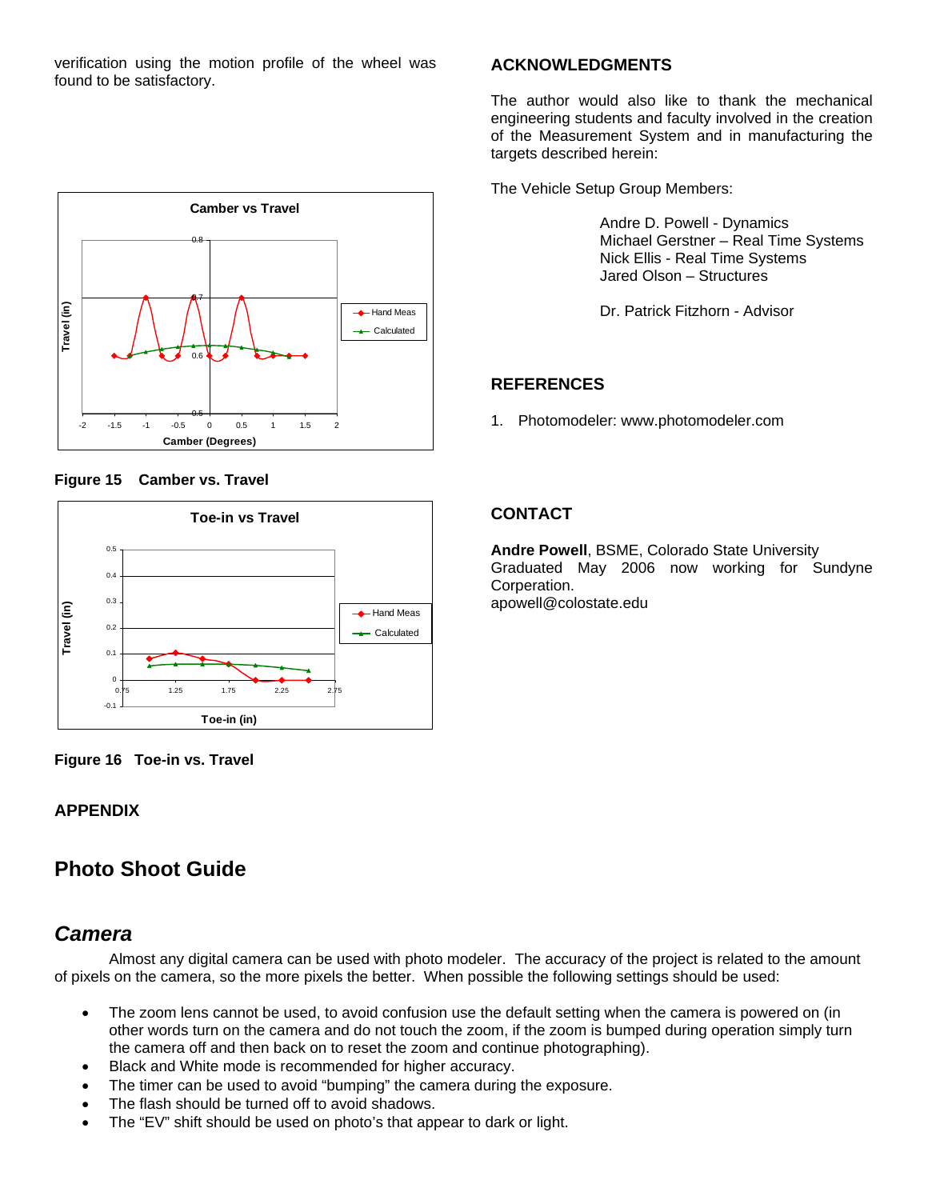verification using the motion profile of the wheel was found to be satisfactory.

**Figure 15 Camber vs. Travel**

**Figure 16 Toe-in vs. Travel**

## ACKNOWLEDGMENTS

The author would also like to thank the mechanical engineering students and faculty involved in the creation of the Measurement System and in manufacturing the targets described herein:

The Vehicle Setup Group Members:

Andre D. Powell - Dynamics
Michael Gerstner – Real Time Systems
Nick Ellis - Real Time Systems
Jared Olson – Structures

Dr. Patrick Fitzhorn - Advisor

## REFERENCES

1. Photomodeler: www.photomodeler.com

## CONTACT

**Andre Powell**, BSME, Colorado State University Graduated May 2006 now working for Sundyne Corperation.
apowell@colostate.edu

## APPENDIX

# Photo Shoot Guide

## *Camera*

Almost any digital camera can be used with photo modeler. The accuracy of the project is related to the amount of pixels on the camera, so the more pixels the better. When possible the following settings should be used:

- The zoom lens cannot be used, to avoid confusion use the default setting when the camera is powered on (in other words turn on the camera and do not touch the zoom, if the zoom is bumped during operation simply turn the camera off and then back on to reset the zoom and continue photographing).
- Black and White mode is recommended for higher accuracy.
- The timer can be used to avoid "bumping" the camera during the exposure.
- The flash should be turned off to avoid shadows.
- The "EV" shift should be used on photo's that appear to dark or light.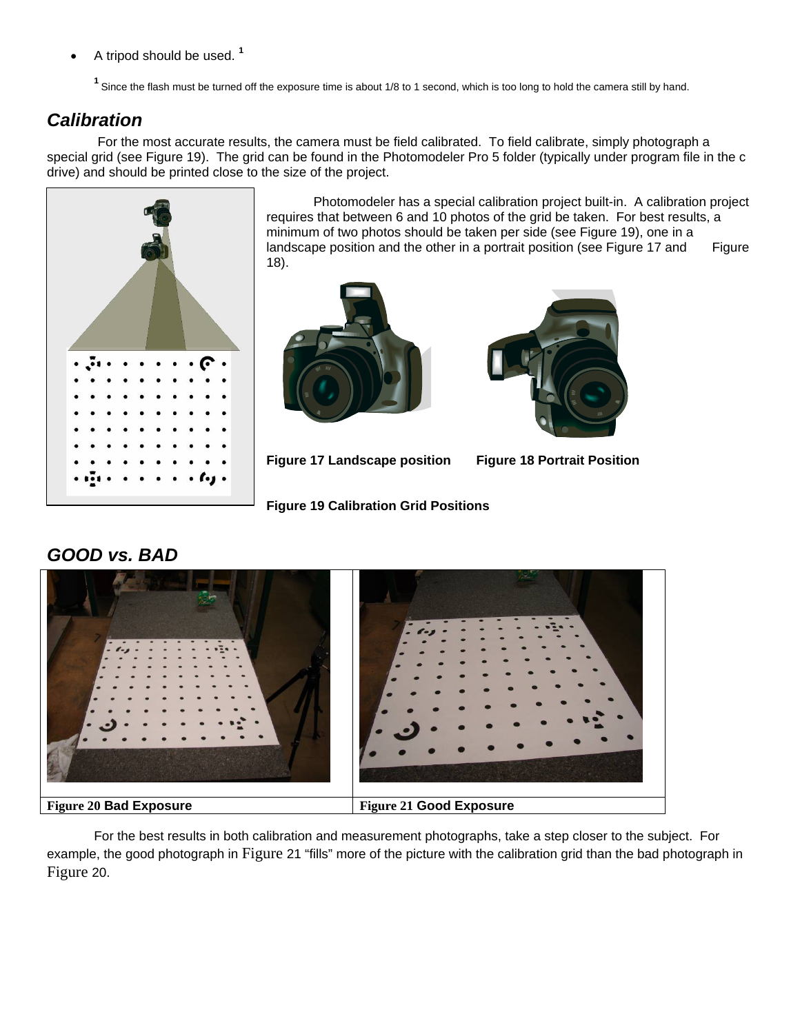- A tripod should be used. [1]

[1] Since the flash must be turned off the exposure time is about 1/8 to 1 second, which is too long to hold the camera still by hand.

## *Calibration*

For the most accurate results, the camera must be field calibrated. To field calibrate, simply photograph a special grid (see Figure 19). The grid can be found in the Photomodeler Pro 5 folder (typically under program file in the c drive) and should be printed close to the size of the project.

Photomodeler has a special calibration project built-in. A calibration project requires that between 6 and 10 photos of the grid be taken. For best results, a minimum of two photos should be taken per side (see Figure 19), one in a landscape position and the other in a portrait position (see Figure 17 and Figure 18).

**Figure 17 Landscape position**

**Figure 18 Portrait Position**

**Figure 19 Calibration Grid Positions**

## *GOOD vs. BAD*

**Figure 20 Bad Exposure**

**Figure 21 Good Exposure**

For the best results in both calibration and measurement photographs, take a step closer to the subject. For example, the good photograph in Figure 21 "fills" more of the picture with the calibration grid than the bad photograph in Figure 20.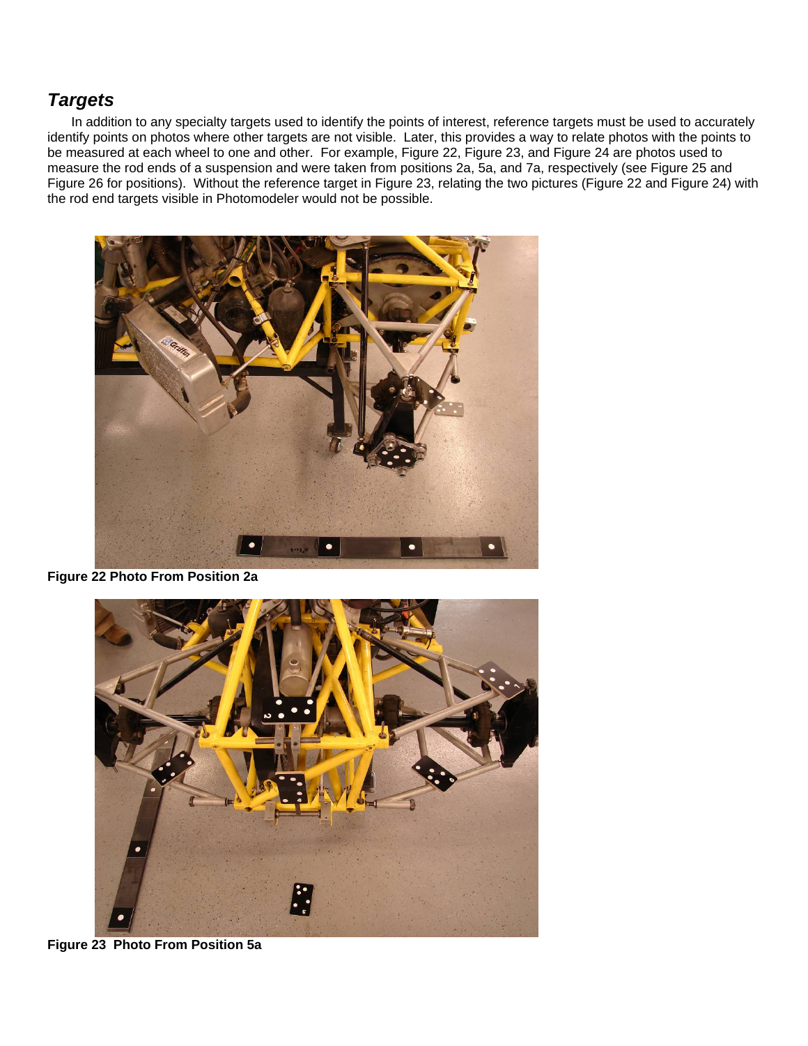## *Targets*

In addition to any specialty targets used to identify the points of interest, reference targets must be used to accurately identify points on photos where other targets are not visible. Later, this provides a way to relate photos with the points to be measured at each wheel to one and other. For example, Figure 22, Figure 23, and Figure 24 are photos used to measure the rod ends of a suspension and were taken from positions 2a, 5a, and 7a, respectively (see Figure 25 and Figure 26 for positions). Without the reference target in Figure 23, relating the two pictures (Figure 22 and Figure 24) with the rod end targets visible in Photomodeler would not be possible.

**Figure 22 Photo From Position 2a**

**Figure 23 Photo From Position 5a**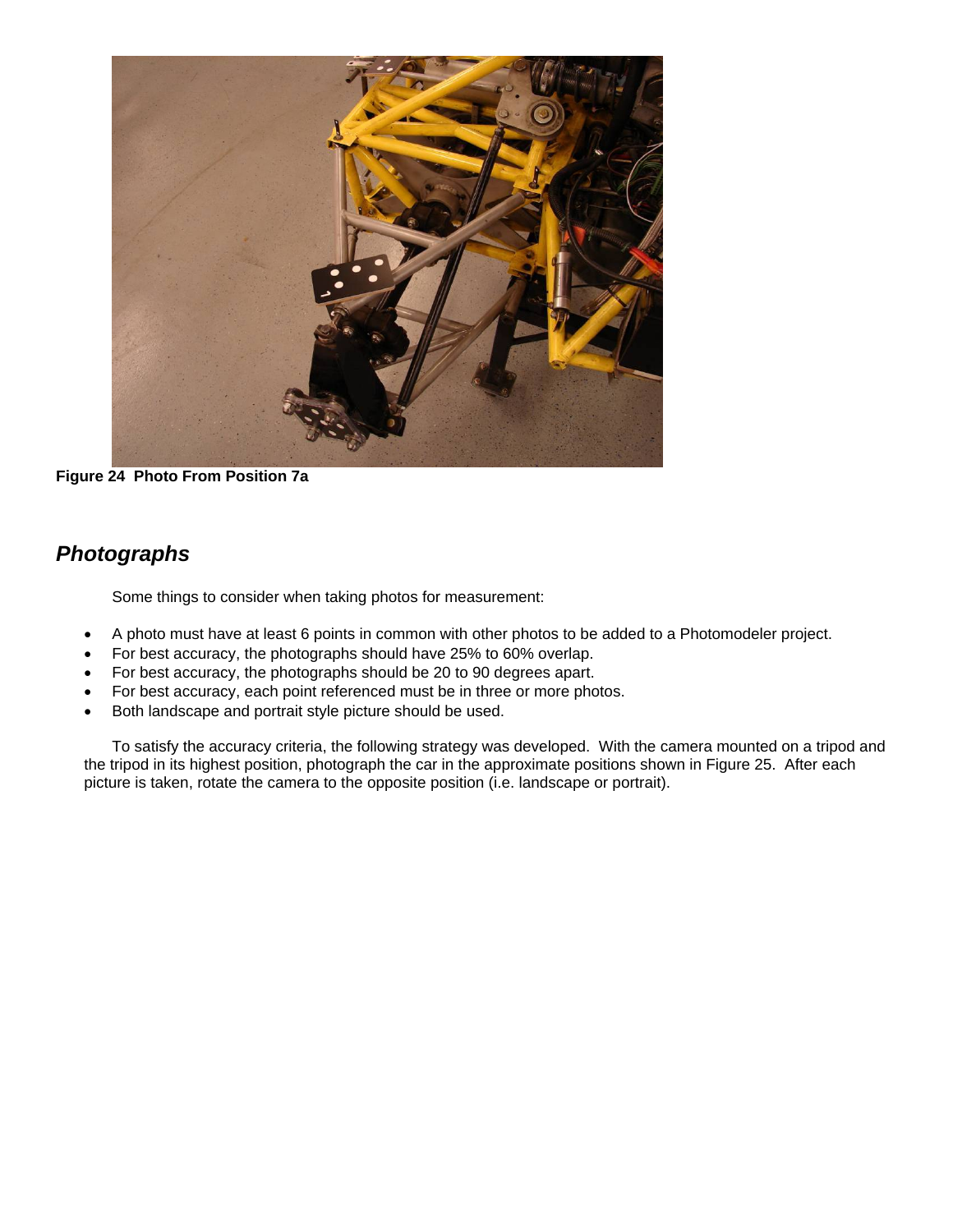Figure 24  Photo From Position 7a

## *Photographs*

Some things to consider when taking photos for measurement:

- A photo must have at least 6 points in common with other photos to be added to a Photomodeler project.
- For best accuracy, the photographs should have 25% to 60% overlap.
- For best accuracy, the photographs should be 20 to 90 degrees apart.
- For best accuracy, each point referenced must be in three or more photos.
- Both landscape and portrait style picture should be used.

To satisfy the accuracy criteria, the following strategy was developed.  With the camera mounted on a tripod and the tripod in its highest position, photograph the car in the approximate positions shown in Figure 25.  After each picture is taken, rotate the camera to the opposite position (i.e. landscape or portrait).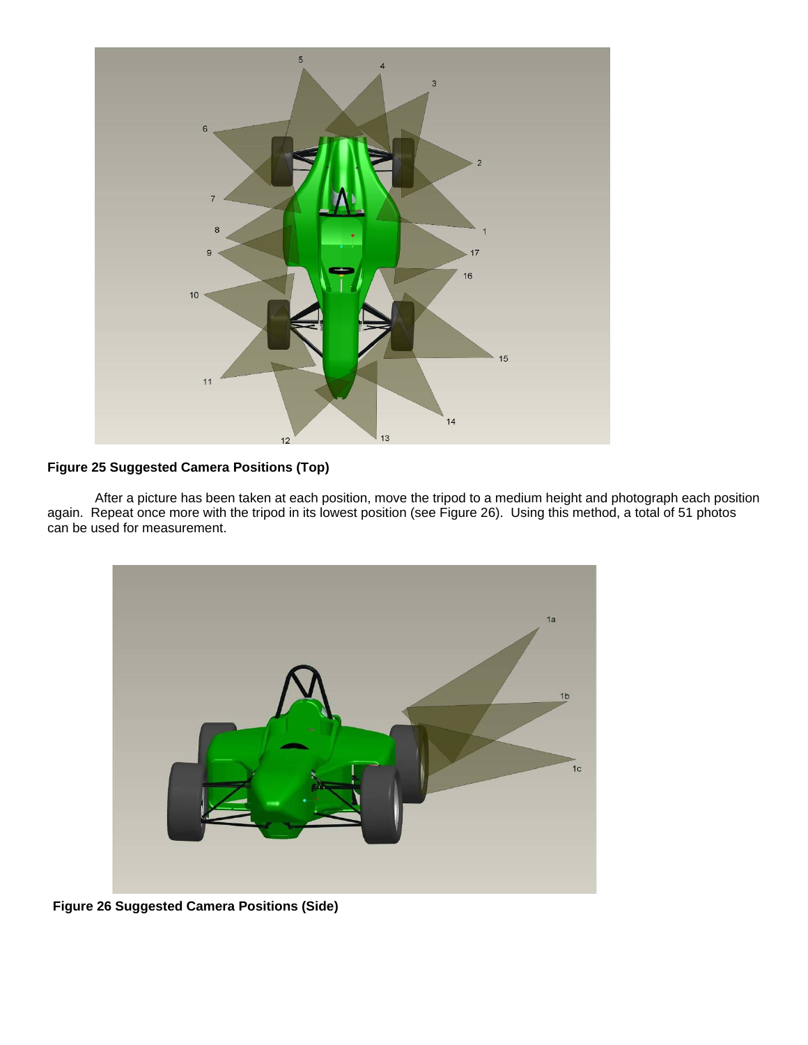5
4
3
6
2
7
1
8
9
17
16
10
15
11
14
12
13

**Figure 25 Suggested Camera Positions (Top)**

After a picture has been taken at each position, move the tripod to a medium height and photograph each position again. Repeat once more with the tripod in its lowest position (see Figure 26). Using this method, a total of 51 photos can be used for measurement.

1a
1b
1c

**Figure 26 Suggested Camera Positions (Side)**